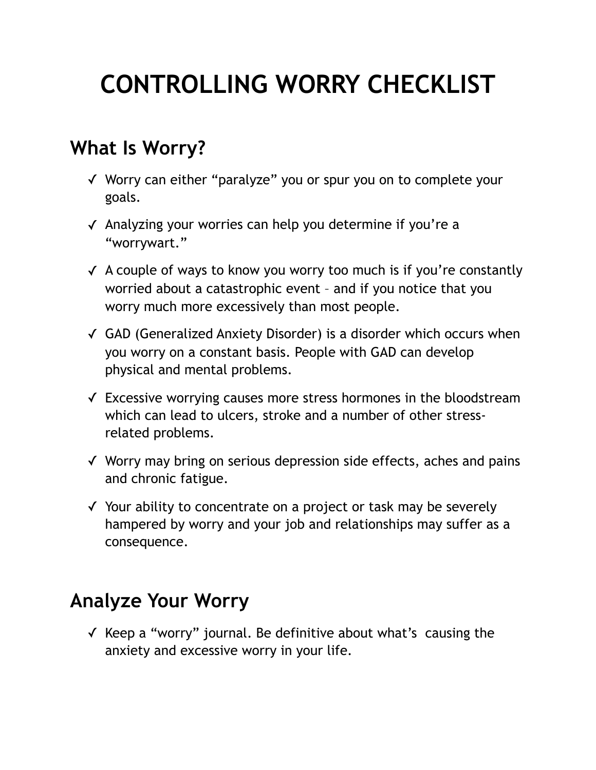# CONTROLLING WORRY CHECKLIST

## What Is Worry?

- ✓ Worry can either "paralyze" you or spur you on to complete your goals.
- ✓ Analyzing your worries can help you determine if you're a "worrywart."
- ✓ A couple of ways to know you worry too much is if you're constantly worried about a catastrophic event – and if you notice that you worry much more excessively than most people.
- ✓ GAD (Generalized Anxiety Disorder) is a disorder which occurs when you worry on a constant basis. People with GAD can develop physical and mental problems.
- ✓ Excessive worrying causes more stress hormones in the bloodstream which can lead to ulcers, stroke and a number of other stress-related problems.
- ✓ Worry may bring on serious depression side effects, aches and pains and chronic fatigue.
- ✓ Your ability to concentrate on a project or task may be severely hampered by worry and your job and relationships may suffer as a consequence.

## Analyze Your Worry

- ✓ Keep a "worry" journal. Be definitive about what's causing the anxiety and excessive worry in your life.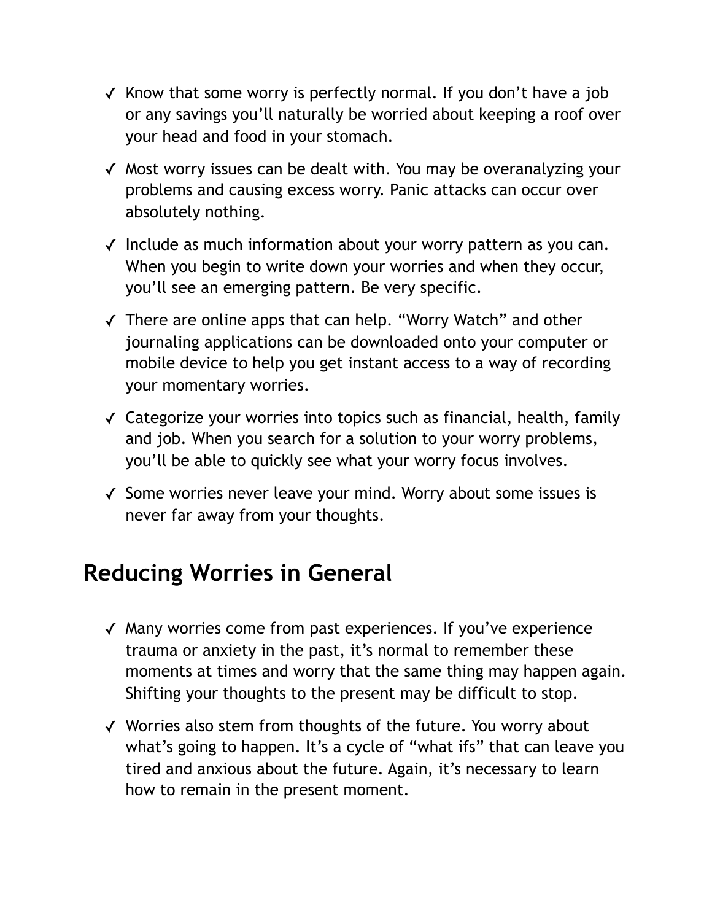- ✓ Know that some worry is perfectly normal. If you don't have a job or any savings you'll naturally be worried about keeping a roof over your head and food in your stomach.
- ✓ Most worry issues can be dealt with. You may be overanalyzing your problems and causing excess worry. Panic attacks can occur over absolutely nothing.
- ✓ Include as much information about your worry pattern as you can. When you begin to write down your worries and when they occur, you'll see an emerging pattern. Be very specific.
- ✓ There are online apps that can help. "Worry Watch" and other journaling applications can be downloaded onto your computer or mobile device to help you get instant access to a way of recording your momentary worries.
- ✓ Categorize your worries into topics such as financial, health, family and job. When you search for a solution to your worry problems, you'll be able to quickly see what your worry focus involves.
- ✓ Some worries never leave your mind. Worry about some issues is never far away from your thoughts.

## Reducing Worries in General

- ✓ Many worries come from past experiences. If you've experience trauma or anxiety in the past, it's normal to remember these moments at times and worry that the same thing may happen again. Shifting your thoughts to the present may be difficult to stop.
- ✓ Worries also stem from thoughts of the future. You worry about what's going to happen. It's a cycle of "what ifs" that can leave you tired and anxious about the future. Again, it's necessary to learn how to remain in the present moment.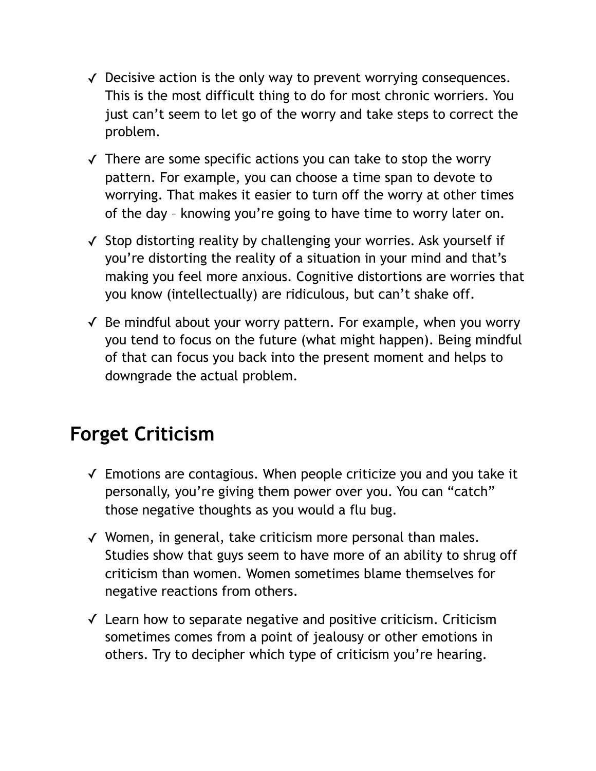- ✓ Decisive action is the only way to prevent worrying consequences. This is the most difficult thing to do for most chronic worriers. You just can't seem to let go of the worry and take steps to correct the problem.

- ✓ There are some specific actions you can take to stop the worry pattern. For example, you can choose a time span to devote to worrying. That makes it easier to turn off the worry at other times of the day – knowing you're going to have time to worry later on.

- ✓ Stop distorting reality by challenging your worries. Ask yourself if you're distorting the reality of a situation in your mind and that's making you feel more anxious. Cognitive distortions are worries that you know (intellectually) are ridiculous, but can't shake off.

- ✓ Be mindful about your worry pattern. For example, when you worry you tend to focus on the future (what might happen). Being mindful of that can focus you back into the present moment and helps to downgrade the actual problem.

## Forget Criticism

- ✓ Emotions are contagious. When people criticize you and you take it personally, you're giving them power over you. You can "catch" those negative thoughts as you would a flu bug.

- ✓ Women, in general, take criticism more personal than males. Studies show that guys seem to have more of an ability to shrug off criticism than women. Women sometimes blame themselves for negative reactions from others.

- ✓ Learn how to separate negative and positive criticism. Criticism sometimes comes from a point of jealousy or other emotions in others. Try to decipher which type of criticism you're hearing.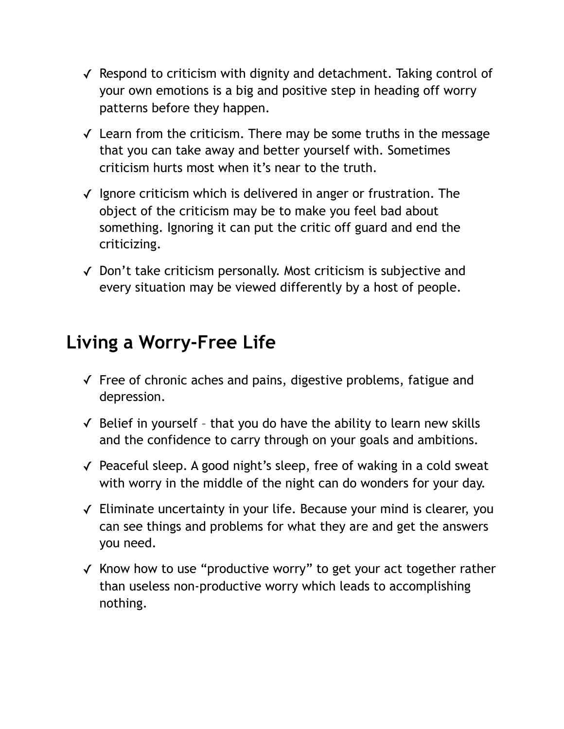- ✓ Respond to criticism with dignity and detachment. Taking control of your own emotions is a big and positive step in heading off worry patterns before they happen.
- ✓ Learn from the criticism. There may be some truths in the message that you can take away and better yourself with. Sometimes criticism hurts most when it's near to the truth.
- ✓ Ignore criticism which is delivered in anger or frustration. The object of the criticism may be to make you feel bad about something. Ignoring it can put the critic off guard and end the criticizing.
- ✓ Don't take criticism personally. Most criticism is subjective and every situation may be viewed differently by a host of people.

## Living a Worry-Free Life

- ✓ Free of chronic aches and pains, digestive problems, fatigue and depression.
- ✓ Belief in yourself – that you do have the ability to learn new skills and the confidence to carry through on your goals and ambitions.
- ✓ Peaceful sleep. A good night's sleep, free of waking in a cold sweat with worry in the middle of the night can do wonders for your day.
- ✓ Eliminate uncertainty in your life. Because your mind is clearer, you can see things and problems for what they are and get the answers you need.
- ✓ Know how to use "productive worry" to get your act together rather than useless non-productive worry which leads to accomplishing nothing.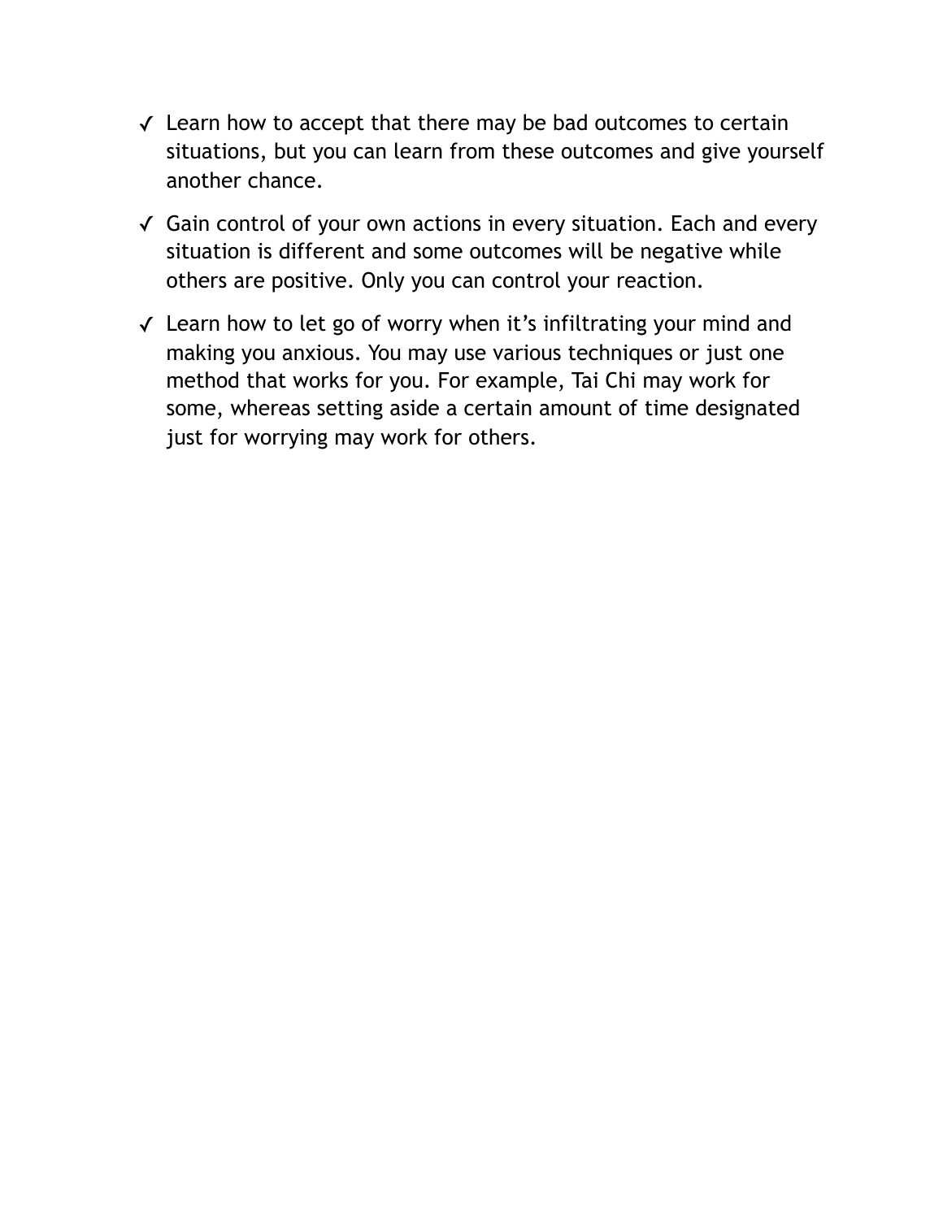- ✓ Learn how to accept that there may be bad outcomes to certain situations, but you can learn from these outcomes and give yourself another chance.
- ✓ Gain control of your own actions in every situation. Each and every situation is different and some outcomes will be negative while others are positive. Only you can control your reaction.
- ✓ Learn how to let go of worry when it's infiltrating your mind and making you anxious. You may use various techniques or just one method that works for you. For example, Tai Chi may work for some, whereas setting aside a certain amount of time designated just for worrying may work for others.